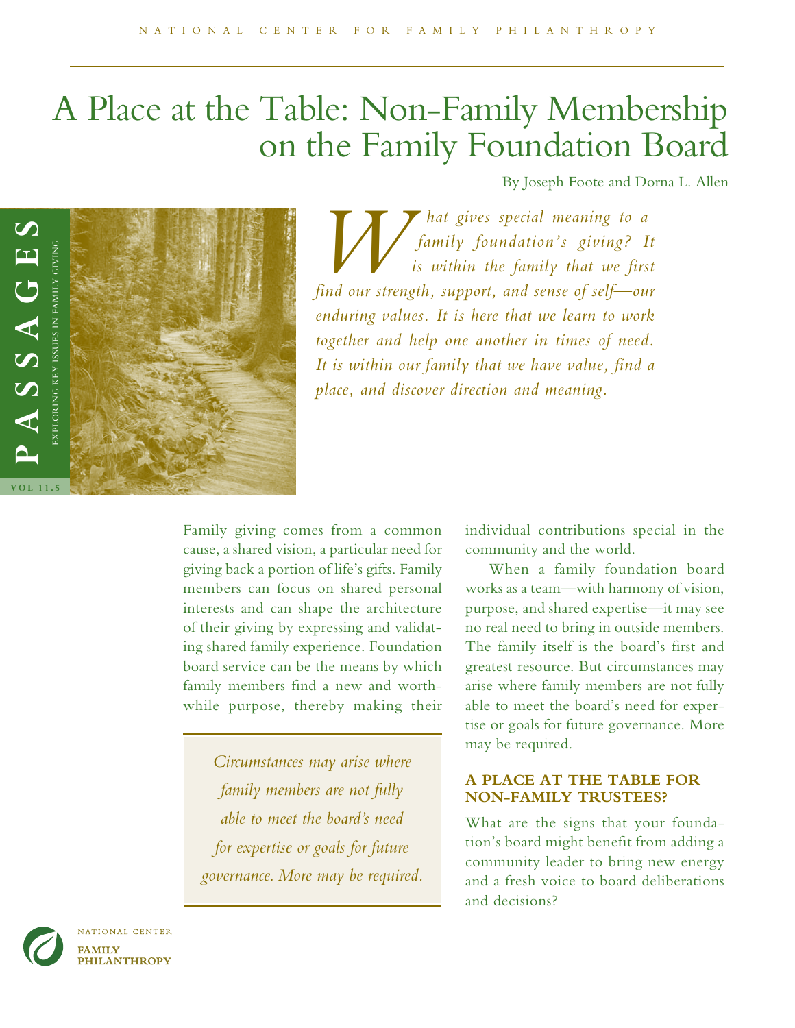# A Place at the Table: Non-Family Membership on the Family Foundation Board

By Joseph Foote and Dorna L. Allen

*What gives special meaning to a family foundation's giving? It is within the family that we first find our strength, support, and sense of self—our enduring values. It is here that we learn to work together and help one another in times of need. It is within our family that we have value, find a place, and discover direction and meaning.*

Family giving comes from a common cause, a shared vision, a particular need for giving back a portion of life's gifts. Family members can focus on shared personal interests and can shape the architecture of their giving by expressing and validating shared family experience. Foundation board service can be the means by which family members find a new and worthwhile purpose, thereby making their individual contributions special in the community and the world.

> *Circumstances may arise where family members are not fully able to meet the board's need for expertise or goals for future governance. More may be required.*

When a family foundation board works as a team—with harmony of vision, purpose, and shared expertise—it may see no real need to bring in outside members. The family itself is the board's first and greatest resource. But circumstances may arise where family members are not fully able to meet the board's need for expertise or goals for future governance. More may be required.

## A PLACE AT THE TABLE FOR NON-FAMILY TRUSTEES?

What are the signs that your foundation's board might benefit from adding a community leader to bring new energy and a fresh voice to board deliberations and decisions?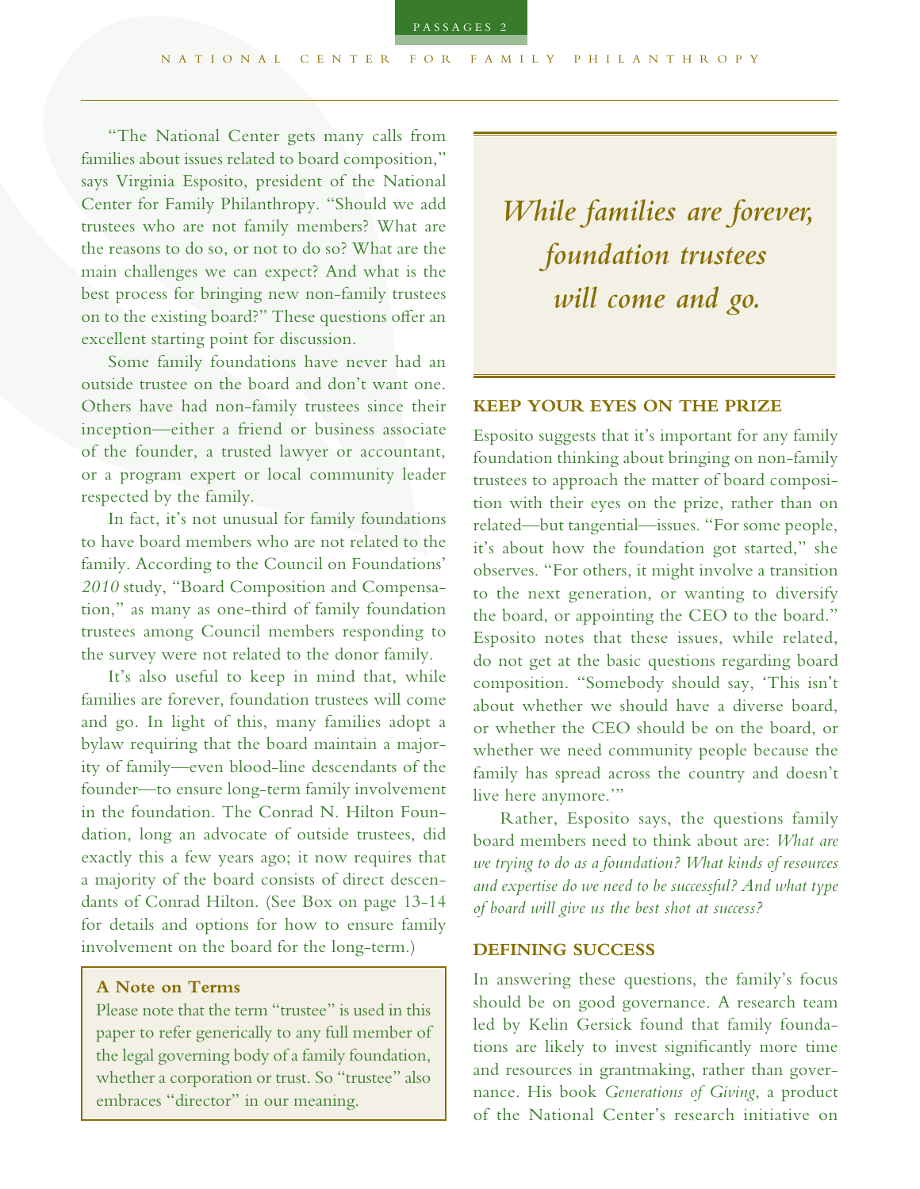"The National Center gets many calls from families about issues related to board composition," says Virginia Esposito, president of the National Center for Family Philanthropy. "Should we add trustees who are not family members? What are the reasons to do so, or not to do so? What are the main challenges we can expect? And what is the best process for bringing new non-family trustees on to the existing board?" These questions offer an excellent starting point for discussion.

Some family foundations have never had an outside trustee on the board and don't want one. Others have had non-family trustees since their inception—either a friend or business associate of the founder, a trusted lawyer or accountant, or a program expert or local community leader respected by the family.

In fact, it's not unusual for family foundations to have board members who are not related to the family. According to the Council on Foundations' *2010* study, "Board Composition and Compensation," as many as one-third of family foundation trustees among Council members responding to the survey were not related to the donor family.

It's also useful to keep in mind that, while families are forever, foundation trustees will come and go. In light of this, many families adopt a bylaw requiring that the board maintain a majority of family—even blood-line descendants of the founder—to ensure long-term family involvement in the foundation. The Conrad N. Hilton Foundation, long an advocate of outside trustees, did exactly this a few years ago; it now requires that a majority of the board consists of direct descendants of Conrad Hilton. (See Box on page 13-14 for details and options for how to ensure family involvement on the board for the long-term.)

> **A Note on Terms**
>
> Please note that the term "trustee" is used in this paper to refer generically to any full member of the legal governing body of a family foundation, whether a corporation or trust. So "trustee" also embraces "director" in our meaning.

> *While families are forever, foundation trustees will come and go.*

### KEEP YOUR EYES ON THE PRIZE

Esposito suggests that it's important for any family foundation thinking about bringing on non-family trustees to approach the matter of board composition with their eyes on the prize, rather than on related—but tangential—issues. "For some people, it's about how the foundation got started," she observes. "For others, it might involve a transition to the next generation, or wanting to diversify the board, or appointing the CEO to the board." Esposito notes that these issues, while related, do not get at the basic questions regarding board composition. "Somebody should say, 'This isn't about whether we should have a diverse board, or whether the CEO should be on the board, or whether we need community people because the family has spread across the country and doesn't live here anymore.'"

Rather, Esposito says, the questions family board members need to think about are: *What are we trying to do as a foundation? What kinds of resources and expertise do we need to be successful? And what type of board will give us the best shot at success?*

### DEFINING SUCCESS

In answering these questions, the family's focus should be on good governance. A research team led by Kelin Gersick found that family foundations are likely to invest significantly more time and resources in grantmaking, rather than governance. His book *Generations of Giving*, a product of the National Center's research initiative on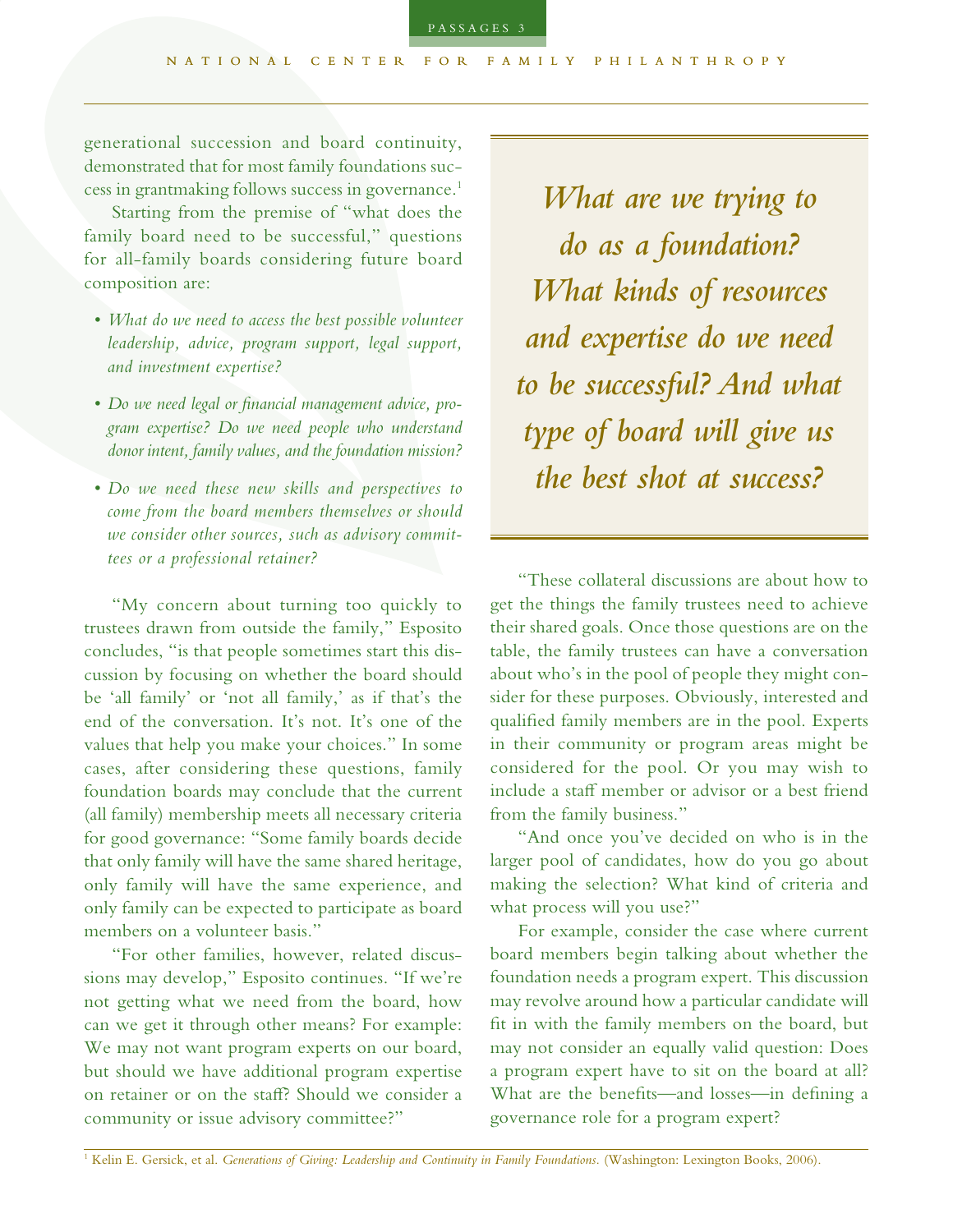generational succession and board continuity, demonstrated that for most family foundations success in grantmaking follows success in governance.[1]

Starting from the premise of "what does the family board need to be successful," questions for all-family boards considering future board composition are:

- *What do we need to access the best possible volunteer leadership, advice, program support, legal support, and investment expertise?*
- *Do we need legal or financial management advice, program expertise? Do we need people who understand donor intent, family values, and the foundation mission?*
- *Do we need these new skills and perspectives to come from the board members themselves or should we consider other sources, such as advisory committees or a professional retainer?*

"My concern about turning too quickly to trustees drawn from outside the family," Esposito concludes, "is that people sometimes start this discussion by focusing on whether the board should be 'all family' or 'not all family,' as if that's the end of the conversation. It's not. It's one of the values that help you make your choices." In some cases, after considering these questions, family foundation boards may conclude that the current (all family) membership meets all necessary criteria for good governance: "Some family boards decide that only family will have the same shared heritage, only family will have the same experience, and only family can be expected to participate as board members on a volunteer basis."

"For other families, however, related discussions may develop," Esposito continues. "If we're not getting what we need from the board, how can we get it through other means? For example: We may not want program experts on our board, but should we have additional program expertise on retainer or on the staff? Should we consider a community or issue advisory committee?"

> *What are we trying to do as a foundation? What kinds of resources and expertise do we need to be successful? And what type of board will give us the best shot at success?*

"These collateral discussions are about how to get the things the family trustees need to achieve their shared goals. Once those questions are on the table, the family trustees can have a conversation about who's in the pool of people they might consider for these purposes. Obviously, interested and qualified family members are in the pool. Experts in their community or program areas might be considered for the pool. Or you may wish to include a staff member or advisor or a best friend from the family business."

"And once you've decided on who is in the larger pool of candidates, how do you go about making the selection? What kind of criteria and what process will you use?"

For example, consider the case where current board members begin talking about whether the foundation needs a program expert. This discussion may revolve around how a particular candidate will fit in with the family members on the board, but may not consider an equally valid question: Does a program expert have to sit on the board at all? What are the benefits—and losses—in defining a governance role for a program expert?

---

[1] Kelin E. Gersick, et al. *Generations of Giving: Leadership and Continuity in Family Foundations.* (Washington: Lexington Books, 2006).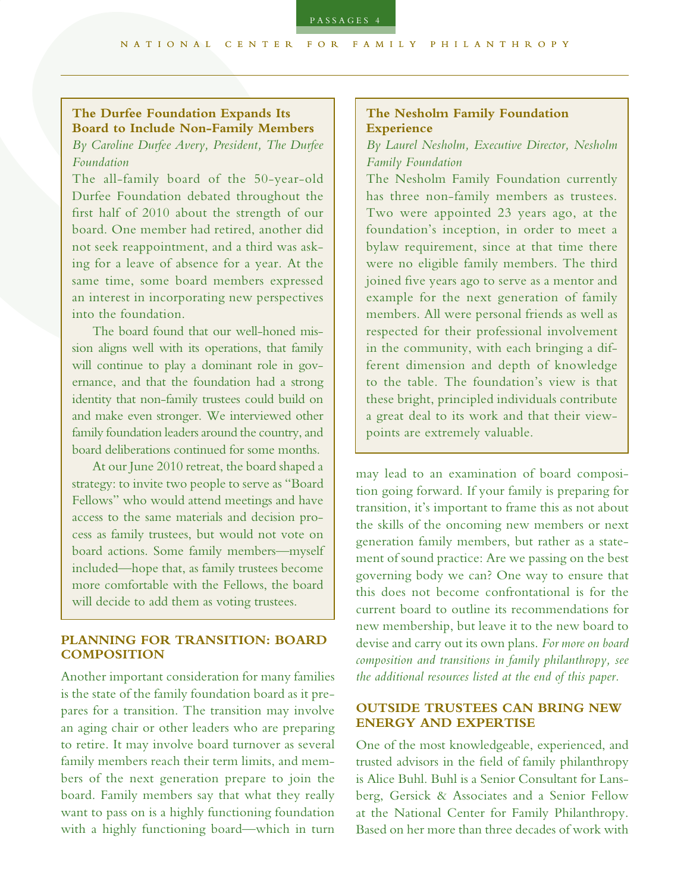### The Durfee Foundation Expands Its Board to Include Non-Family Members

*By Caroline Durfee Avery, President, The Durfee Foundation*

The all-family board of the 50-year-old Durfee Foundation debated throughout the first half of 2010 about the strength of our board. One member had retired, another did not seek reappointment, and a third was asking for a leave of absence for a year. At the same time, some board members expressed an interest in incorporating new perspectives into the foundation.

The board found that our well-honed mission aligns well with its operations, that family will continue to play a dominant role in governance, and that the foundation had a strong identity that non-family trustees could build on and make even stronger. We interviewed other family foundation leaders around the country, and board deliberations continued for some months.

At our June 2010 retreat, the board shaped a strategy: to invite two people to serve as "Board Fellows" who would attend meetings and have access to the same materials and decision process as family trustees, but would not vote on board actions. Some family members—myself included—hope that, as family trustees become more comfortable with the Fellows, the board will decide to add them as voting trustees.

### The Nesholm Family Foundation Experience

*By Laurel Nesholm, Executive Director, Nesholm Family Foundation*

The Nesholm Family Foundation currently has three non-family members as trustees. Two were appointed 23 years ago, at the foundation's inception, in order to meet a bylaw requirement, since at that time there were no eligible family members. The third joined five years ago to serve as a mentor and example for the next generation of family members. All were personal friends as well as respected for their professional involvement in the community, with each bringing a different dimension and depth of knowledge to the table. The foundation's view is that these bright, principled individuals contribute a great deal to its work and that their viewpoints are extremely valuable.

## PLANNING FOR TRANSITION: BOARD COMPOSITION

Another important consideration for many families is the state of the family foundation board as it prepares for a transition. The transition may involve an aging chair or other leaders who are preparing to retire. It may involve board turnover as several family members reach their term limits, and members of the next generation prepare to join the board. Family members say that what they really want to pass on is a highly functioning foundation with a highly functioning board—which in turn may lead to an examination of board composition going forward. If your family is preparing for transition, it's important to frame this as not about the skills of the oncoming new members or next generation family members, but rather as a statement of sound practice: Are we passing on the best governing body we can? One way to ensure that this does not become confrontational is for the current board to outline its recommendations for new membership, but leave it to the new board to devise and carry out its own plans. *For more on board composition and transitions in family philanthropy, see the additional resources listed at the end of this paper.*

## OUTSIDE TRUSTEES CAN BRING NEW ENERGY AND EXPERTISE

One of the most knowledgeable, experienced, and trusted advisors in the field of family philanthropy is Alice Buhl. Buhl is a Senior Consultant for Lansberg, Gersick & Associates and a Senior Fellow at the National Center for Family Philanthropy. Based on her more than three decades of work with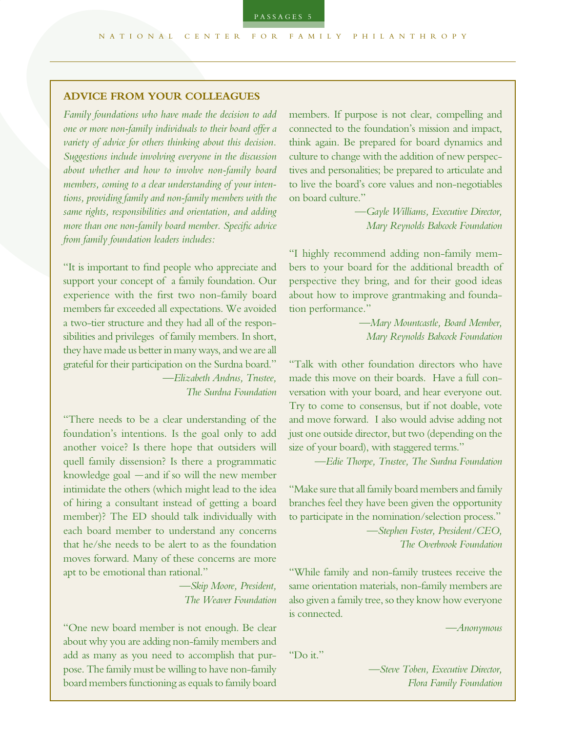## ADVICE FROM YOUR COLLEAGUES

*Family foundations who have made the decision to add one or more non-family individuals to their board offer a variety of advice for others thinking about this decision. Suggestions include involving everyone in the discussion about whether and how to involve non-family board members, coming to a clear understanding of your intentions, providing family and non-family members with the same rights, responsibilities and orientation, and adding more than one non-family board member. Specific advice from family foundation leaders includes:*

"It is important to find people who appreciate and support your concept of a family foundation. Our experience with the first two non-family board members far exceeded all expectations. We avoided a two-tier structure and they had all of the responsibilities and privileges of family members. In short, they have made us better in many ways, and we are all grateful for their participation on the Surdna board."

—*Elizabeth Andrus, Trustee, The Surdna Foundation*

"There needs to be a clear understanding of the foundation's intentions. Is the goal only to add another voice? Is there hope that outsiders will quell family dissension? Is there a programmatic knowledge goal —and if so will the new member intimidate the others (which might lead to the idea of hiring a consultant instead of getting a board member)? The ED should talk individually with each board member to understand any concerns that he/she needs to be alert to as the foundation moves forward. Many of these concerns are more apt to be emotional than rational."

—*Skip Moore, President, The Weaver Foundation*

"One new board member is not enough. Be clear about why you are adding non-family members and add as many as you need to accomplish that purpose. The family must be willing to have non-family board members functioning as equals to family board members. If purpose is not clear, compelling and connected to the foundation's mission and impact, think again. Be prepared for board dynamics and culture to change with the addition of new perspectives and personalities; be prepared to articulate and to live the board's core values and non-negotiables on board culture."

—*Gayle Williams, Executive Director, Mary Reynolds Babcock Foundation*

"I highly recommend adding non-family members to your board for the additional breadth of perspective they bring, and for their good ideas about how to improve grantmaking and foundation performance."

—*Mary Mountcastle, Board Member, Mary Reynolds Babcock Foundation*

"Talk with other foundation directors who have made this move on their boards. Have a full conversation with your board, and hear everyone out. Try to come to consensus, but if not doable, vote and move forward. I also would advise adding not just one outside director, but two (depending on the size of your board), with staggered terms."

—*Edie Thorpe, Trustee, The Surdna Foundation*

"Make sure that all family board members and family branches feel they have been given the opportunity to participate in the nomination/selection process."

—*Stephen Foster, President/CEO, The Overbrook Foundation*

"While family and non-family trustees receive the same orientation materials, non-family members are also given a family tree, so they know how everyone is connected.

—*Anonymous*

"Do it."

—*Steve Toben, Executive Director, Flora Family Foundation*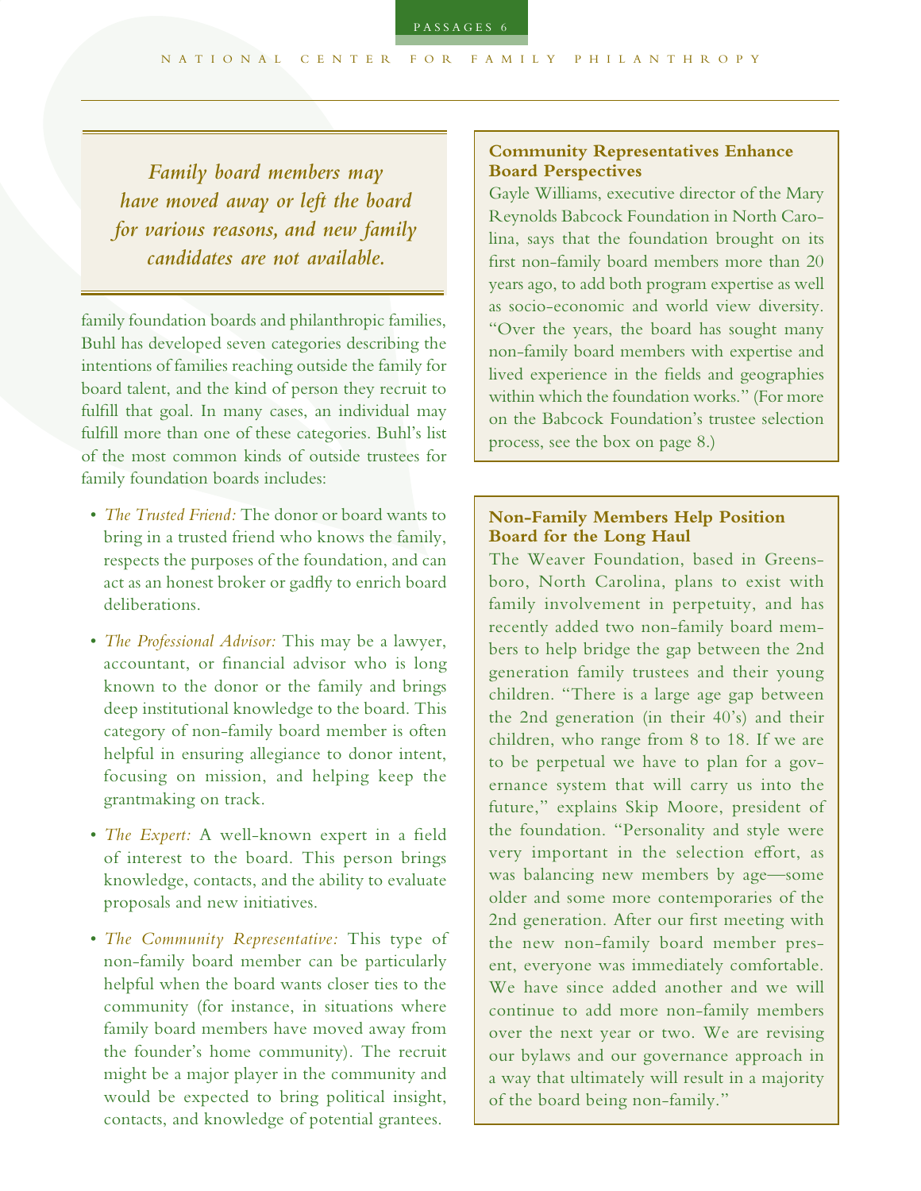> *Family board members may have moved away or left the board for various reasons, and new family candidates are not available.*

family foundation boards and philanthropic families, Buhl has developed seven categories describing the intentions of families reaching outside the family for board talent, and the kind of person they recruit to fulfill that goal. In many cases, an individual may fulfill more than one of these categories. Buhl's list of the most common kinds of outside trustees for family foundation boards includes:

- *The Trusted Friend:* The donor or board wants to bring in a trusted friend who knows the family, respects the purposes of the foundation, and can act as an honest broker or gadfly to enrich board deliberations.
- *The Professional Advisor:* This may be a lawyer, accountant, or financial advisor who is long known to the donor or the family and brings deep institutional knowledge to the board. This category of non-family board member is often helpful in ensuring allegiance to donor intent, focusing on mission, and helping keep the grantmaking on track.
- *The Expert:* A well-known expert in a field of interest to the board. This person brings knowledge, contacts, and the ability to evaluate proposals and new initiatives.
- *The Community Representative:* This type of non-family board member can be particularly helpful when the board wants closer ties to the community (for instance, in situations where family board members have moved away from the founder's home community). The recruit might be a major player in the community and would be expected to bring political insight, contacts, and knowledge of potential grantees.

### Community Representatives Enhance Board Perspectives

Gayle Williams, executive director of the Mary Reynolds Babcock Foundation in North Carolina, says that the foundation brought on its first non-family board members more than 20 years ago, to add both program expertise as well as socio-economic and world view diversity. "Over the years, the board has sought many non-family board members with expertise and lived experience in the fields and geographies within which the foundation works." (For more on the Babcock Foundation's trustee selection process, see the box on page 8.)

### Non-Family Members Help Position Board for the Long Haul

The Weaver Foundation, based in Greensboro, North Carolina, plans to exist with family involvement in perpetuity, and has recently added two non-family board members to help bridge the gap between the 2nd generation family trustees and their young children. "There is a large age gap between the 2nd generation (in their 40's) and their children, who range from 8 to 18. If we are to be perpetual we have to plan for a governance system that will carry us into the future," explains Skip Moore, president of the foundation. "Personality and style were very important in the selection effort, as was balancing new members by age—some older and some more contemporaries of the 2nd generation. After our first meeting with the new non-family board member present, everyone was immediately comfortable. We have since added another and we will continue to add more non-family members over the next year or two. We are revising our bylaws and our governance approach in a way that ultimately will result in a majority of the board being non-family."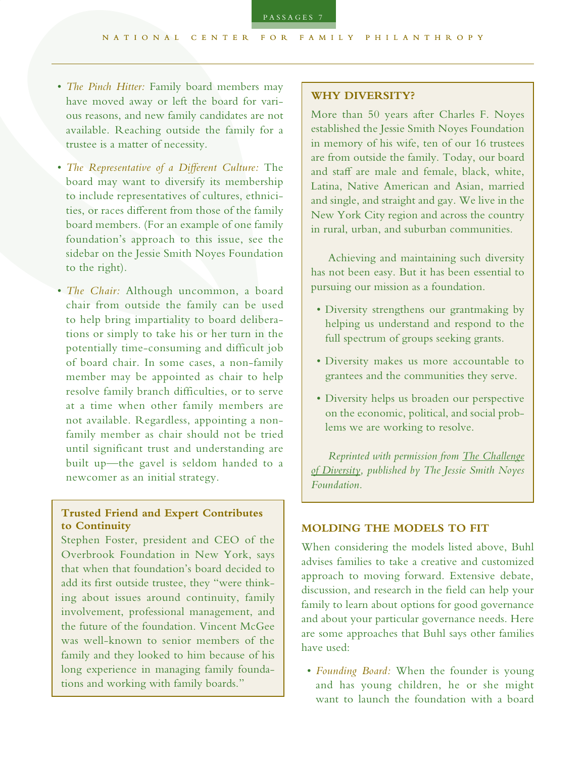- *The Pinch Hitter:* Family board members may have moved away or left the board for various reasons, and new family candidates are not available. Reaching outside the family for a trustee is a matter of necessity.

- *The Representative of a Different Culture:* The board may want to diversify its membership to include representatives of cultures, ethnicities, or races different from those of the family board members. (For an example of one family foundation's approach to this issue, see the sidebar on the Jessie Smith Noyes Foundation to the right).

- *The Chair:* Although uncommon, a board chair from outside the family can be used to help bring impartiality to board deliberations or simply to take his or her turn in the potentially time-consuming and difficult job of board chair. In some cases, a non-family member may be appointed as chair to help resolve family branch difficulties, or to serve at a time when other family members are not available. Regardless, appointing a non-family member as chair should not be tried until significant trust and understanding are built up—the gavel is seldom handed to a newcomer as an initial strategy.

**Trusted Friend and Expert Contributes to Continuity**

Stephen Foster, president and CEO of the Overbrook Foundation in New York, says that when that foundation's board decided to add its first outside trustee, they "were thinking about issues around continuity, family involvement, professional management, and the future of the foundation. Vincent McGee was well-known to senior members of the family and they looked to him because of his long experience in managing family foundations and working with family boards."

### WHY DIVERSITY?

More than 50 years after Charles F. Noyes established the Jessie Smith Noyes Foundation in memory of his wife, ten of our 16 trustees are from outside the family. Today, our board and staff are male and female, black, white, Latina, Native American and Asian, married and single, and straight and gay. We live in the New York City region and across the country in rural, urban, and suburban communities.

Achieving and maintaining such diversity has not been easy. But it has been essential to pursuing our mission as a foundation.

- Diversity strengthens our grantmaking by helping us understand and respond to the full spectrum of groups seeking grants.
- Diversity makes us more accountable to grantees and the communities they serve.
- Diversity helps us broaden our perspective on the economic, political, and social problems we are working to resolve.

*Reprinted with permission from The Challenge of Diversity, published by The Jessie Smith Noyes Foundation.*

### MOLDING THE MODELS TO FIT

When considering the models listed above, Buhl advises families to take a creative and customized approach to moving forward. Extensive debate, discussion, and research in the field can help your family to learn about options for good governance and about your particular governance needs. Here are some approaches that Buhl says other families have used:

- *Founding Board:* When the founder is young and has young children, he or she might want to launch the foundation with a board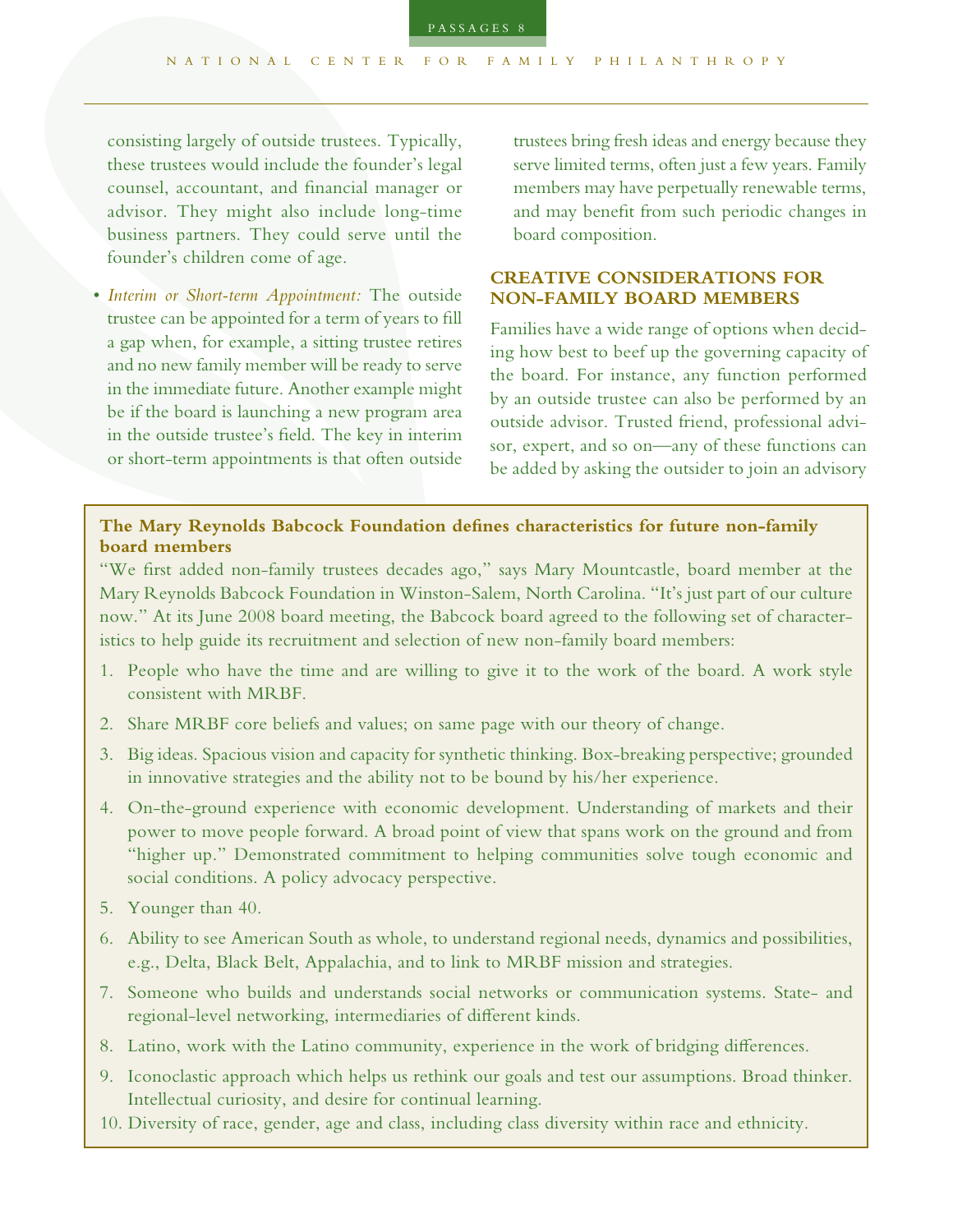consisting largely of outside trustees. Typically, these trustees would include the founder's legal counsel, accountant, and financial manager or advisor. They might also include long-time business partners. They could serve until the founder's children come of age.

- *Interim or Short-term Appointment:* The outside trustee can be appointed for a term of years to fill a gap when, for example, a sitting trustee retires and no new family member will be ready to serve in the immediate future. Another example might be if the board is launching a new program area in the outside trustee's field. The key in interim or short-term appointments is that often outside trustees bring fresh ideas and energy because they serve limited terms, often just a few years. Family members may have perpetually renewable terms, and may benefit from such periodic changes in board composition.

## CREATIVE CONSIDERATIONS FOR NON-FAMILY BOARD MEMBERS

Families have a wide range of options when deciding how best to beef up the governing capacity of the board. For instance, any function performed by an outside trustee can also be performed by an outside advisor. Trusted friend, professional advisor, expert, and so on—any of these functions can be added by asking the outsider to join an advisory

**The Mary Reynolds Babcock Foundation defines characteristics for future non-family board members**

"We first added non-family trustees decades ago," says Mary Mountcastle, board member at the Mary Reynolds Babcock Foundation in Winston-Salem, North Carolina. "It's just part of our culture now." At its June 2008 board meeting, the Babcock board agreed to the following set of characteristics to help guide its recruitment and selection of new non-family board members:

1. People who have the time and are willing to give it to the work of the board. A work style consistent with MRBF.
2. Share MRBF core beliefs and values; on same page with our theory of change.
3. Big ideas. Spacious vision and capacity for synthetic thinking. Box-breaking perspective; grounded in innovative strategies and the ability not to be bound by his/her experience.
4. On-the-ground experience with economic development. Understanding of markets and their power to move people forward. A broad point of view that spans work on the ground and from "higher up." Demonstrated commitment to helping communities solve tough economic and social conditions. A policy advocacy perspective.
5. Younger than 40.
6. Ability to see American South as whole, to understand regional needs, dynamics and possibilities, e.g., Delta, Black Belt, Appalachia, and to link to MRBF mission and strategies.
7. Someone who builds and understands social networks or communication systems. State- and regional-level networking, intermediaries of different kinds.
8. Latino, work with the Latino community, experience in the work of bridging differences.
9. Iconoclastic approach which helps us rethink our goals and test our assumptions. Broad thinker. Intellectual curiosity, and desire for continual learning.
10. Diversity of race, gender, age and class, including class diversity within race and ethnicity.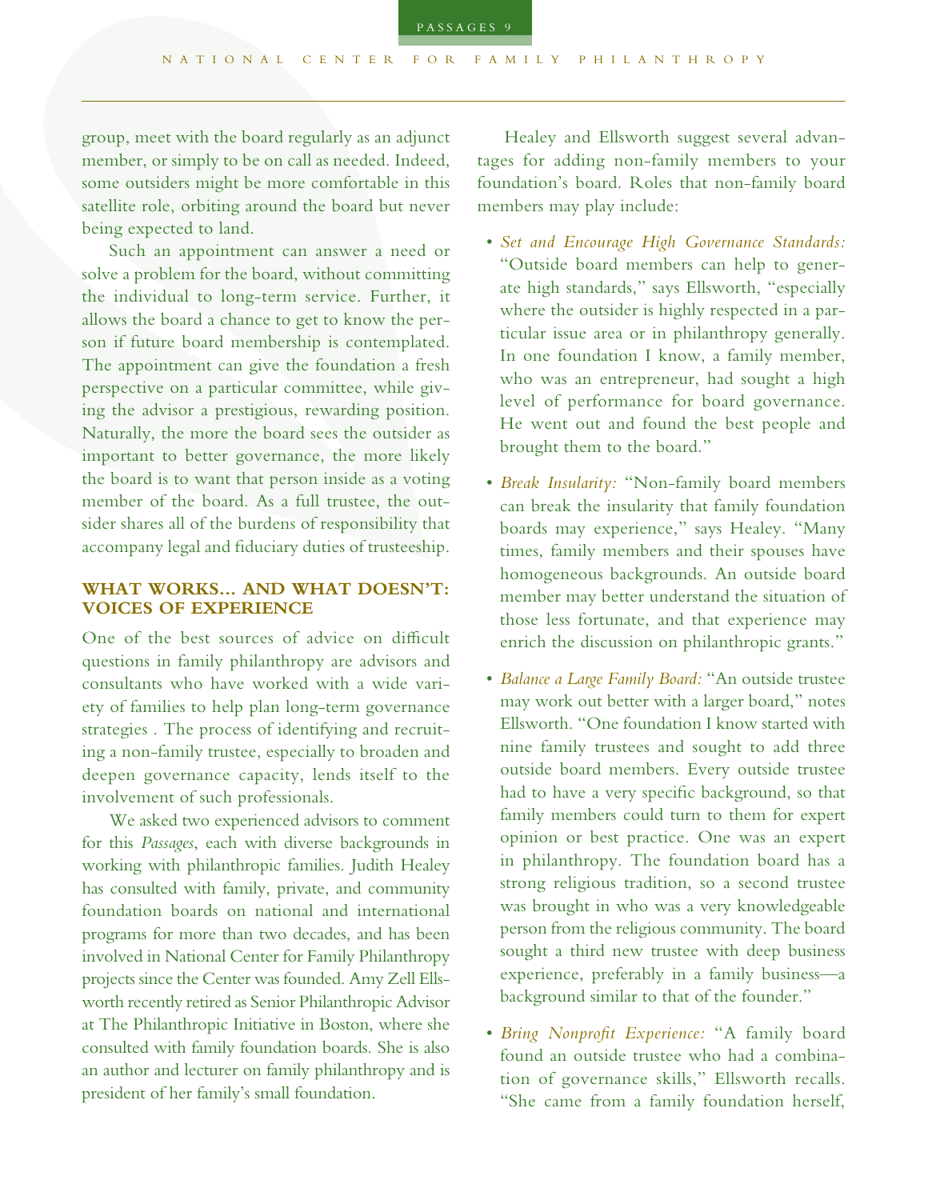group, meet with the board regularly as an adjunct member, or simply to be on call as needed. Indeed, some outsiders might be more comfortable in this satellite role, orbiting around the board but never being expected to land.

Such an appointment can answer a need or solve a problem for the board, without committing the individual to long-term service. Further, it allows the board a chance to get to know the person if future board membership is contemplated. The appointment can give the foundation a fresh perspective on a particular committee, while giving the advisor a prestigious, rewarding position. Naturally, the more the board sees the outsider as important to better governance, the more likely the board is to want that person inside as a voting member of the board. As a full trustee, the outsider shares all of the burdens of responsibility that accompany legal and fiduciary duties of trusteeship.

## WHAT WORKS... AND WHAT DOESN'T: VOICES OF EXPERIENCE

One of the best sources of advice on difficult questions in family philanthropy are advisors and consultants who have worked with a wide variety of families to help plan long-term governance strategies . The process of identifying and recruiting a non-family trustee, especially to broaden and deepen governance capacity, lends itself to the involvement of such professionals.

We asked two experienced advisors to comment for this *Passages*, each with diverse backgrounds in working with philanthropic families. Judith Healey has consulted with family, private, and community foundation boards on national and international programs for more than two decades, and has been involved in National Center for Family Philanthropy projects since the Center was founded. Amy Zell Ellsworth recently retired as Senior Philanthropic Advisor at The Philanthropic Initiative in Boston, where she consulted with family foundation boards. She is also an author and lecturer on family philanthropy and is president of her family's small foundation.

Healey and Ellsworth suggest several advantages for adding non-family members to your foundation's board. Roles that non-family board members may play include:

- *Set and Encourage High Governance Standards:* "Outside board members can help to generate high standards," says Ellsworth, "especially where the outsider is highly respected in a particular issue area or in philanthropy generally. In one foundation I know, a family member, who was an entrepreneur, had sought a high level of performance for board governance. He went out and found the best people and brought them to the board."
- *Break Insularity:* "Non-family board members can break the insularity that family foundation boards may experience," says Healey. "Many times, family members and their spouses have homogeneous backgrounds. An outside board member may better understand the situation of those less fortunate, and that experience may enrich the discussion on philanthropic grants."
- *Balance a Large Family Board:* "An outside trustee may work out better with a larger board," notes Ellsworth. "One foundation I know started with nine family trustees and sought to add three outside board members. Every outside trustee had to have a very specific background, so that family members could turn to them for expert opinion or best practice. One was an expert in philanthropy. The foundation board has a strong religious tradition, so a second trustee was brought in who was a very knowledgeable person from the religious community. The board sought a third new trustee with deep business experience, preferably in a family business—a background similar to that of the founder."
- *Bring Nonprofit Experience:* "A family board found an outside trustee who had a combination of governance skills," Ellsworth recalls. "She came from a family foundation herself,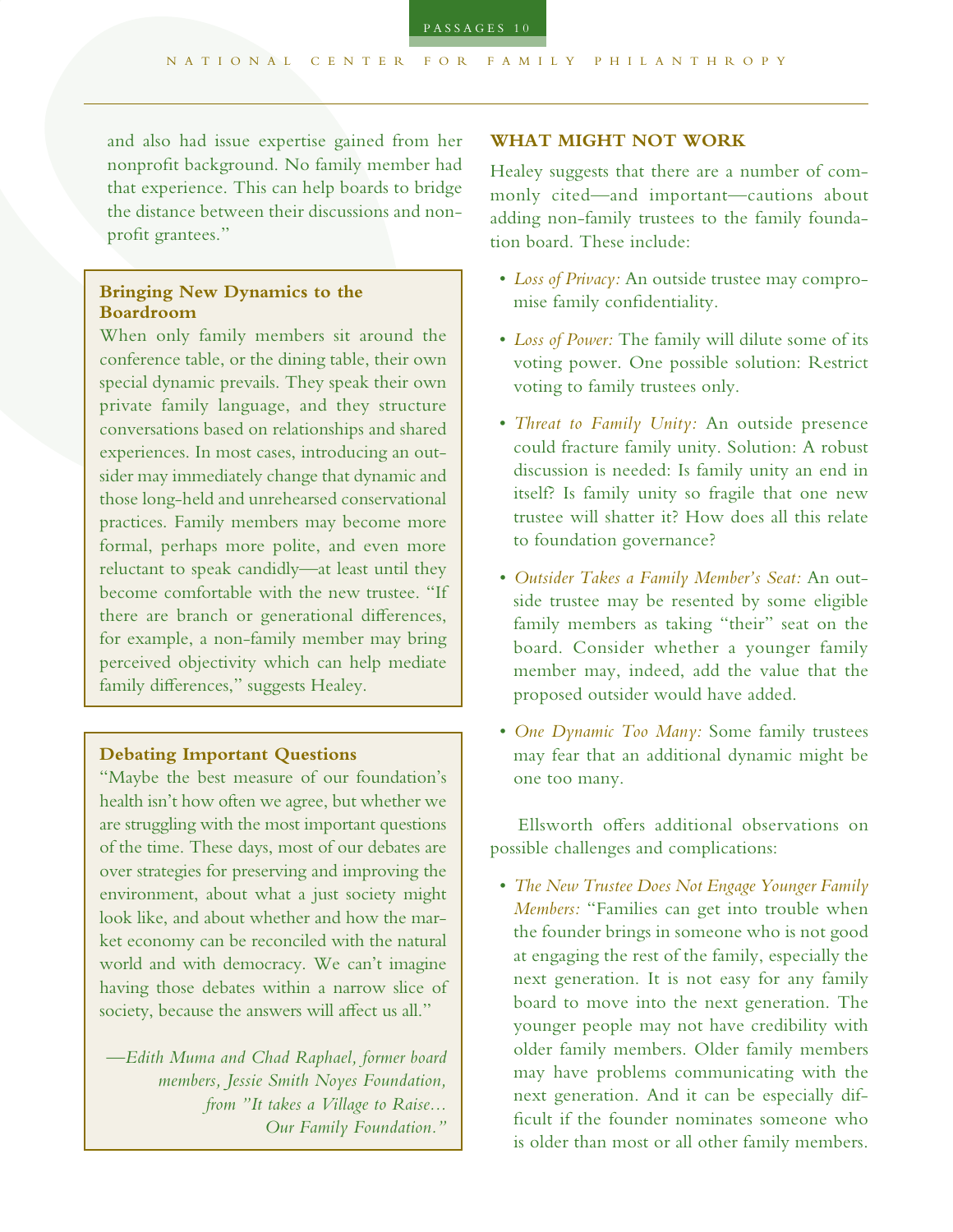and also had issue expertise gained from her nonprofit background. No family member had that experience. This can help boards to bridge the distance between their discussions and nonprofit grantees."

**Bringing New Dynamics to the Boardroom**

When only family members sit around the conference table, or the dining table, their own special dynamic prevails. They speak their own private family language, and they structure conversations based on relationships and shared experiences. In most cases, introducing an outsider may immediately change that dynamic and those long-held and unrehearsed conservational practices. Family members may become more formal, perhaps more polite, and even more reluctant to speak candidly—at least until they become comfortable with the new trustee. "If there are branch or generational differences, for example, a non-family member may bring perceived objectivity which can help mediate family differences," suggests Healey.

**Debating Important Questions**

"Maybe the best measure of our foundation's health isn't how often we agree, but whether we are struggling with the most important questions of the time. These days, most of our debates are over strategies for preserving and improving the environment, about what a just society might look like, and about whether and how the market economy can be reconciled with the natural world and with democracy. We can't imagine having those debates within a narrow slice of society, because the answers will affect us all."

*—Edith Muma and Chad Raphael, former board members, Jessie Smith Noyes Foundation, from "It takes a Village to Raise... Our Family Foundation."*

## WHAT MIGHT NOT WORK

Healey suggests that there are a number of commonly cited—and important—cautions about adding non-family trustees to the family foundation board. These include:

- *Loss of Privacy:* An outside trustee may compromise family confidentiality.
- *Loss of Power:* The family will dilute some of its voting power. One possible solution: Restrict voting to family trustees only.
- *Threat to Family Unity:* An outside presence could fracture family unity. Solution: A robust discussion is needed: Is family unity an end in itself? Is family unity so fragile that one new trustee will shatter it? How does all this relate to foundation governance?
- *Outsider Takes a Family Member's Seat:* An outside trustee may be resented by some eligible family members as taking "their" seat on the board. Consider whether a younger family member may, indeed, add the value that the proposed outsider would have added.
- *One Dynamic Too Many:* Some family trustees may fear that an additional dynamic might be one too many.

Ellsworth offers additional observations on possible challenges and complications:

- *The New Trustee Does Not Engage Younger Family Members:* "Families can get into trouble when the founder brings in someone who is not good at engaging the rest of the family, especially the next generation. It is not easy for any family board to move into the next generation. The younger people may not have credibility with older family members. Older family members may have problems communicating with the next generation. And it can be especially difficult if the founder nominates someone who is older than most or all other family members.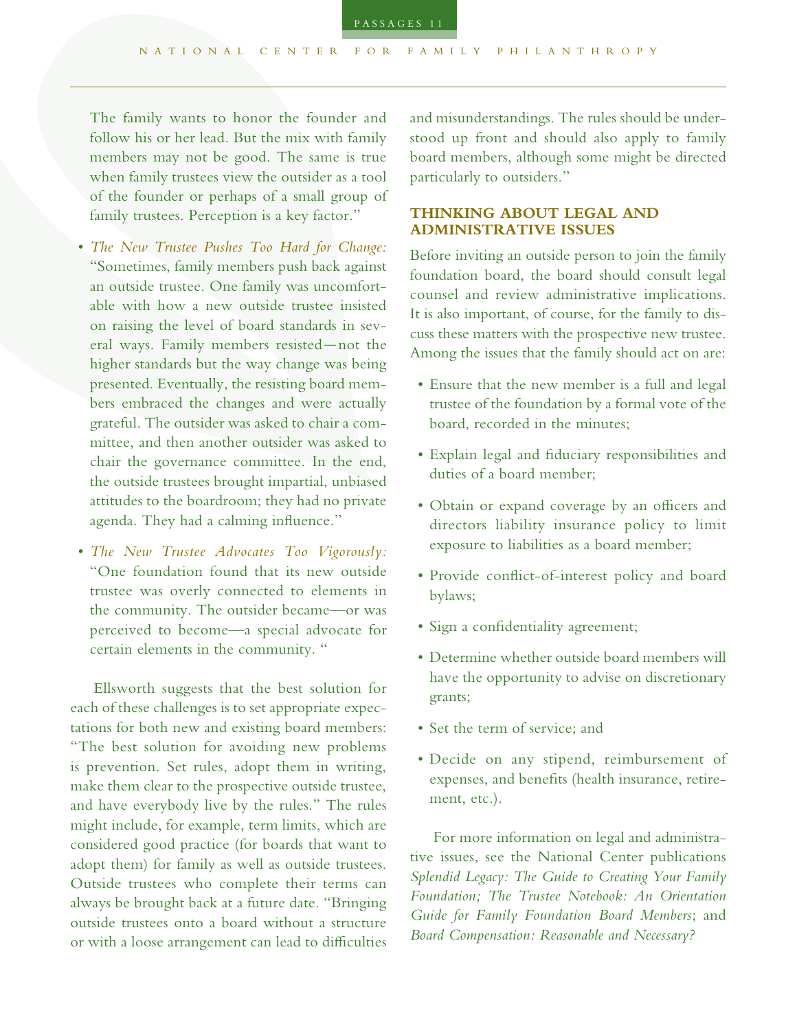The family wants to honor the founder and follow his or her lead. But the mix with family members may not be good. The same is true when family trustees view the outsider as a tool of the founder or perhaps of a small group of family trustees. Perception is a key factor."

- *The New Trustee Pushes Too Hard for Change:* "Sometimes, family members push back against an outside trustee. One family was uncomfortable with how a new outside trustee insisted on raising the level of board standards in several ways. Family members resisted—not the higher standards but the way change was being presented. Eventually, the resisting board members embraced the changes and were actually grateful. The outsider was asked to chair a committee, and then another outsider was asked to chair the governance committee. In the end, the outside trustees brought impartial, unbiased attitudes to the boardroom; they had no private agenda. They had a calming influence."
- *The New Trustee Advocates Too Vigorously:* "One foundation found that its new outside trustee was overly connected to elements in the community. The outsider became—or was perceived to become—a special advocate for certain elements in the community. "

Ellsworth suggests that the best solution for each of these challenges is to set appropriate expectations for both new and existing board members: "The best solution for avoiding new problems is prevention. Set rules, adopt them in writing, make them clear to the prospective outside trustee, and have everybody live by the rules." The rules might include, for example, term limits, which are considered good practice (for boards that want to adopt them) for family as well as outside trustees. Outside trustees who complete their terms can always be brought back at a future date. "Bringing outside trustees onto a board without a structure or with a loose arrangement can lead to difficulties and misunderstandings. The rules should be understood up front and should also apply to family board members, although some might be directed particularly to outsiders."

## THINKING ABOUT LEGAL AND ADMINISTRATIVE ISSUES

Before inviting an outside person to join the family foundation board, the board should consult legal counsel and review administrative implications. It is also important, of course, for the family to discuss these matters with the prospective new trustee. Among the issues that the family should act on are:

- Ensure that the new member is a full and legal trustee of the foundation by a formal vote of the board, recorded in the minutes;
- Explain legal and fiduciary responsibilities and duties of a board member;
- Obtain or expand coverage by an officers and directors liability insurance policy to limit exposure to liabilities as a board member;
- Provide conflict-of-interest policy and board bylaws;
- Sign a confidentiality agreement;
- Determine whether outside board members will have the opportunity to advise on discretionary grants;
- Set the term of service; and
- Decide on any stipend, reimbursement of expenses, and benefits (health insurance, retirement, etc.).

For more information on legal and administrative issues, see the National Center publications *Splendid Legacy: The Guide to Creating Your Family Foundation; The Trustee Notebook: An Orientation Guide for Family Foundation Board Members*; and *Board Compensation: Reasonable and Necessary?*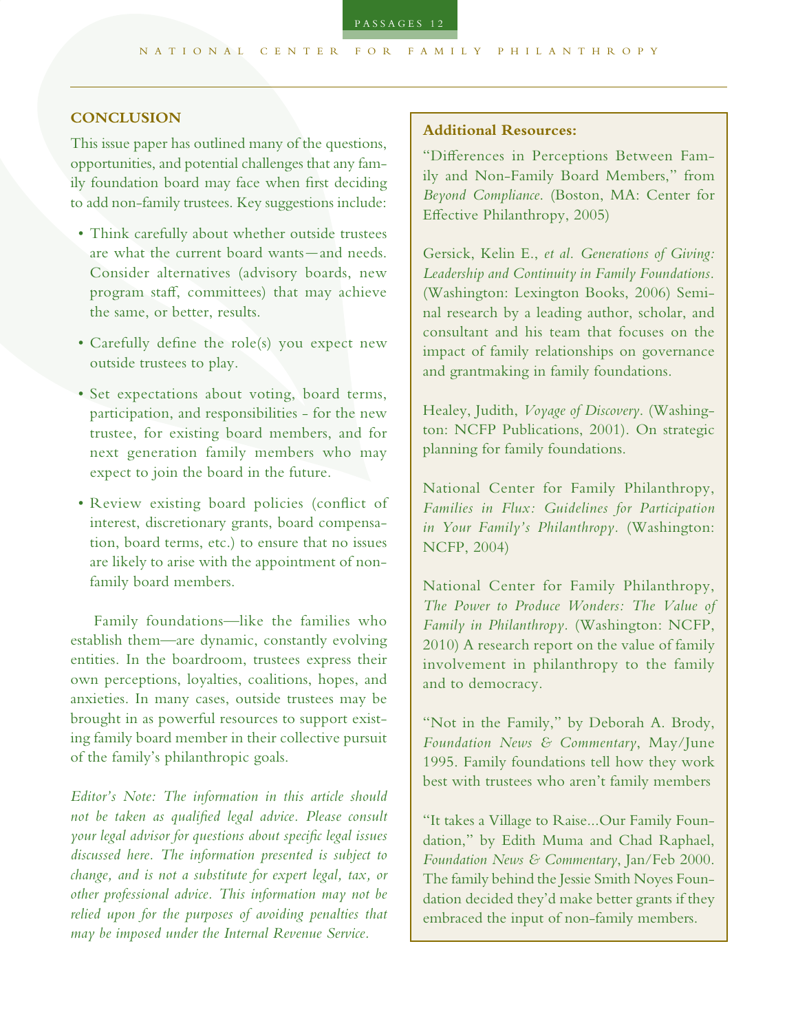## CONCLUSION

This issue paper has outlined many of the questions, opportunities, and potential challenges that any family foundation board may face when first deciding to add non-family trustees. Key suggestions include:

- Think carefully about whether outside trustees are what the current board wants—and needs. Consider alternatives (advisory boards, new program staff, committees) that may achieve the same, or better, results.
- Carefully define the role(s) you expect new outside trustees to play.
- Set expectations about voting, board terms, participation, and responsibilities - for the new trustee, for existing board members, and for next generation family members who may expect to join the board in the future.
- Review existing board policies (conflict of interest, discretionary grants, board compensation, board terms, etc.) to ensure that no issues are likely to arise with the appointment of non-family board members.

Family foundations—like the families who establish them—are dynamic, constantly evolving entities. In the boardroom, trustees express their own perceptions, loyalties, coalitions, hopes, and anxieties. In many cases, outside trustees may be brought in as powerful resources to support existing family board member in their collective pursuit of the family's philanthropic goals.

*Editor's Note: The information in this article should not be taken as qualified legal advice. Please consult your legal advisor for questions about specific legal issues discussed here. The information presented is subject to change, and is not a substitute for expert legal, tax, or other professional advice. This information may not be relied upon for the purposes of avoiding penalties that may be imposed under the Internal Revenue Service.*

**Additional Resources:**

"Differences in Perceptions Between Family and Non-Family Board Members," from *Beyond Compliance.* (Boston, MA: Center for Effective Philanthropy, 2005)

Gersick, Kelin E., *et al. Generations of Giving: Leadership and Continuity in Family Foundations.* (Washington: Lexington Books, 2006) Seminal research by a leading author, scholar, and consultant and his team that focuses on the impact of family relationships on governance and grantmaking in family foundations.

Healey, Judith, *Voyage of Discovery*. (Washington: NCFP Publications, 2001). On strategic planning for family foundations.

National Center for Family Philanthropy, *Families in Flux: Guidelines for Participation in Your Family's Philanthropy.* (Washington: NCFP, 2004)

National Center for Family Philanthropy, *The Power to Produce Wonders: The Value of Family in Philanthropy.* (Washington: NCFP, 2010) A research report on the value of family involvement in philanthropy to the family and to democracy.

"Not in the Family," by Deborah A. Brody, *Foundation News & Commentary*, May/June 1995. Family foundations tell how they work best with trustees who aren't family members

"It takes a Village to Raise...Our Family Foundation," by Edith Muma and Chad Raphael, *Foundation News & Commentary*, Jan/Feb 2000. The family behind the Jessie Smith Noyes Foundation decided they'd make better grants if they embraced the input of non-family members.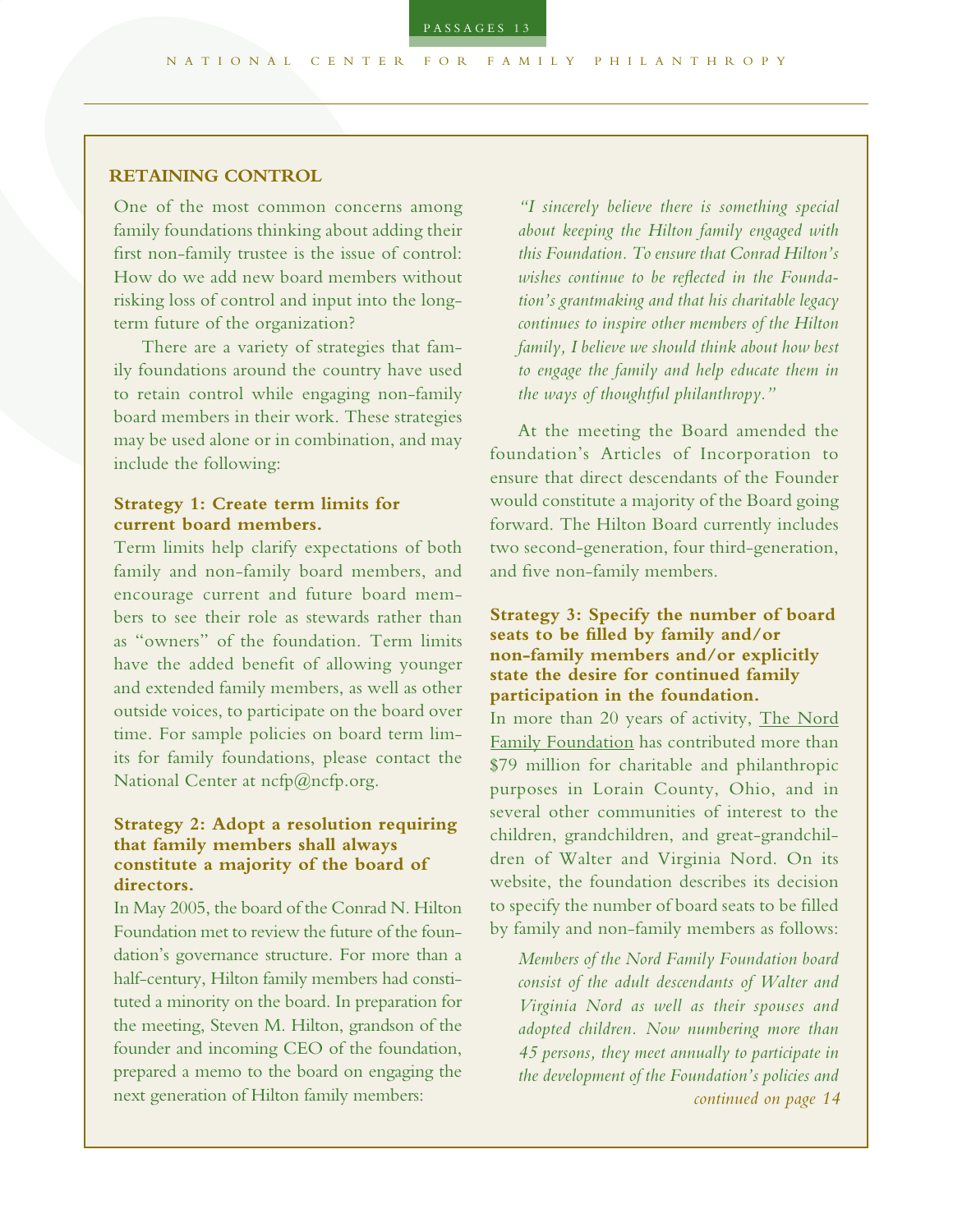## RETAINING CONTROL

One of the most common concerns among family foundations thinking about adding their first non-family trustee is the issue of control: How do we add new board members without risking loss of control and input into the long-term future of the organization?

There are a variety of strategies that family foundations around the country have used to retain control while engaging non-family board members in their work. These strategies may be used alone or in combination, and may include the following:

### Strategy 1: Create term limits for current board members.

Term limits help clarify expectations of both family and non-family board members, and encourage current and future board members to see their role as stewards rather than as "owners" of the foundation. Term limits have the added benefit of allowing younger and extended family members, as well as other outside voices, to participate on the board over time. For sample policies on board term limits for family foundations, please contact the National Center at ncfp@ncfp.org.

### Strategy 2: Adopt a resolution requiring that family members shall always constitute a majority of the board of directors.

In May 2005, the board of the Conrad N. Hilton Foundation met to review the future of the foundation's governance structure. For more than a half-century, Hilton family members had constituted a minority on the board. In preparation for the meeting, Steven M. Hilton, grandson of the founder and incoming CEO of the foundation, prepared a memo to the board on engaging the next generation of Hilton family members:

> *"I sincerely believe there is something special about keeping the Hilton family engaged with this Foundation. To ensure that Conrad Hilton's wishes continue to be reflected in the Foundation's grantmaking and that his charitable legacy continues to inspire other members of the Hilton family, I believe we should think about how best to engage the family and help educate them in the ways of thoughtful philanthropy."*

At the meeting the Board amended the foundation's Articles of Incorporation to ensure that direct descendants of the Founder would constitute a majority of the Board going forward. The Hilton Board currently includes two second-generation, four third-generation, and five non-family members.

### Strategy 3: Specify the number of board seats to be filled by family and/or non-family members and/or explicitly state the desire for continued family participation in the foundation.

In more than 20 years of activity, The Nord Family Foundation has contributed more than $79 million for charitable and philanthropic purposes in Lorain County, Ohio, and in several other communities of interest to the children, grandchildren, and great-grandchildren of Walter and Virginia Nord. On its website, the foundation describes its decision to specify the number of board seats to be filled by family and non-family members as follows:

> *Members of the Nord Family Foundation board consist of the adult descendants of Walter and Virginia Nord as well as their spouses and adopted children. Now numbering more than 45 persons, they meet annually to participate in the development of the Foundation's policies and*

*continued on page 14*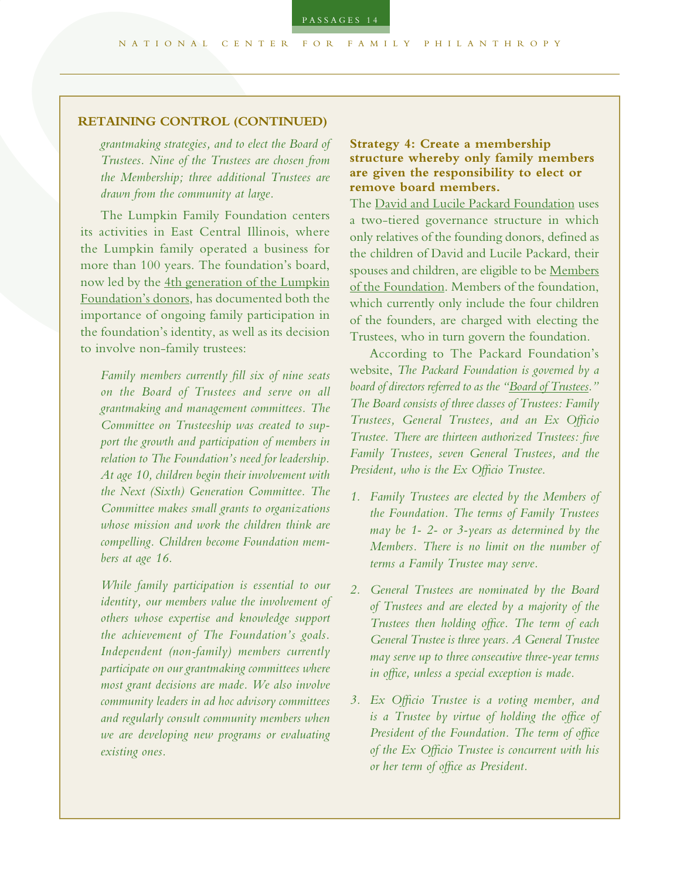## RETAINING CONTROL (CONTINUED)

*grantmaking strategies, and to elect the Board of Trustees. Nine of the Trustees are chosen from the Membership; three additional Trustees are drawn from the community at large.*

The Lumpkin Family Foundation centers its activities in East Central Illinois, where the Lumpkin family operated a business for more than 100 years. The foundation's board, now led by the 4th generation of the Lumpkin Foundation's donors, has documented both the importance of ongoing family participation in the foundation's identity, as well as its decision to involve non-family trustees:

*Family members currently fill six of nine seats on the Board of Trustees and serve on all grantmaking and management committees. The Committee on Trusteeship was created to support the growth and participation of members in relation to The Foundation's need for leadership. At age 10, children begin their involvement with the Next (Sixth) Generation Committee. The Committee makes small grants to organizations whose mission and work the children think are compelling. Children become Foundation members at age 16.*

*While family participation is essential to our identity, our members value the involvement of others whose expertise and knowledge support the achievement of The Foundation's goals. Independent (non-family) members currently participate on our grantmaking committees where most grant decisions are made. We also involve community leaders in ad hoc advisory committees and regularly consult community members when we are developing new programs or evaluating existing ones.*

**Strategy 4: Create a membership structure whereby only family members are given the responsibility to elect or remove board members.**

The David and Lucile Packard Foundation uses a two-tiered governance structure in which only relatives of the founding donors, defined as the children of David and Lucile Packard, their spouses and children, are eligible to be Members of the Foundation. Members of the foundation, which currently only include the four children of the founders, are charged with electing the Trustees, who in turn govern the foundation.

According to The Packard Foundation's website, *The Packard Foundation is governed by a board of directors referred to as the "Board of Trustees." The Board consists of three classes of Trustees: Family Trustees, General Trustees, and an Ex Officio Trustee. There are thirteen authorized Trustees: five Family Trustees, seven General Trustees, and the President, who is the Ex Officio Trustee.*

1. *Family Trustees are elected by the Members of the Foundation. The terms of Family Trustees may be 1- 2- or 3-years as determined by the Members. There is no limit on the number of terms a Family Trustee may serve.*
2. *General Trustees are nominated by the Board of Trustees and are elected by a majority of the Trustees then holding office. The term of each General Trustee is three years. A General Trustee may serve up to three consecutive three-year terms in office, unless a special exception is made.*
3. *Ex Officio Trustee is a voting member, and is a Trustee by virtue of holding the office of President of the Foundation. The term of office of the Ex Officio Trustee is concurrent with his or her term of office as President.*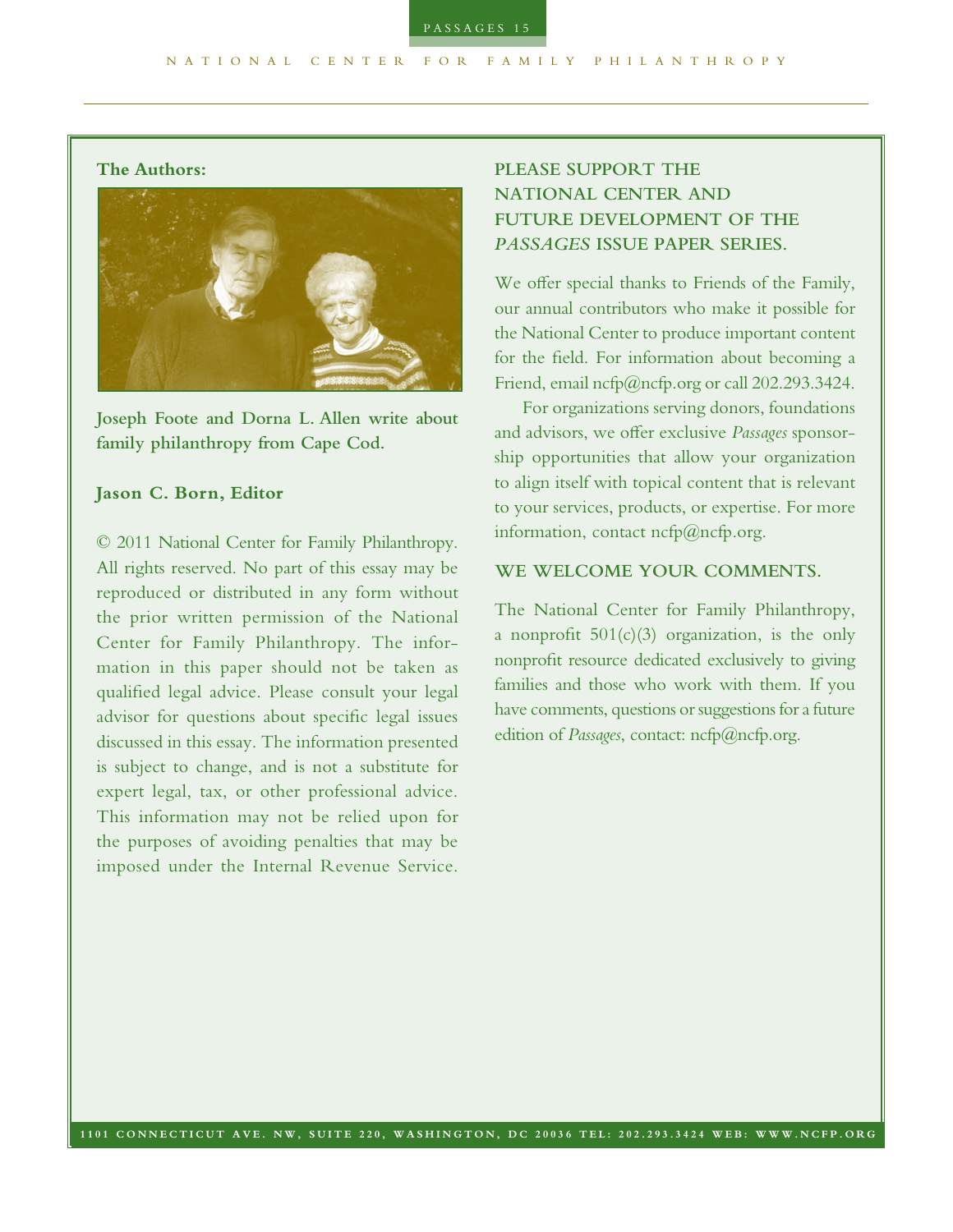**The Authors:**

**Joseph Foote and Dorna L. Allen write about family philanthropy from Cape Cod.**

**Jason C. Born, Editor**

© 2011 National Center for Family Philanthropy. All rights reserved. No part of this essay may be reproduced or distributed in any form without the prior written permission of the National Center for Family Philanthropy. The information in this paper should not be taken as qualified legal advice. Please consult your legal advisor for questions about specific legal issues discussed in this essay. The information presented is subject to change, and is not a substitute for expert legal, tax, or other professional advice. This information may not be relied upon for the purposes of avoiding penalties that may be imposed under the Internal Revenue Service.

## PLEASE SUPPORT THE NATIONAL CENTER AND FUTURE DEVELOPMENT OF THE *PASSAGES* ISSUE PAPER SERIES.

We offer special thanks to Friends of the Family, our annual contributors who make it possible for the National Center to produce important content for the field. For information about becoming a Friend, email ncfp@ncfp.org or call 202.293.3424.

For organizations serving donors, foundations and advisors, we offer exclusive *Passages* sponsorship opportunities that allow your organization to align itself with topical content that is relevant to your services, products, or expertise. For more information, contact ncfp@ncfp.org.

## WE WELCOME YOUR COMMENTS.

The National Center for Family Philanthropy, a nonprofit 501(c)(3) organization, is the only nonprofit resource dedicated exclusively to giving families and those who work with them. If you have comments, questions or suggestions for a future edition of *Passages*, contact: ncfp@ncfp.org.

1101 CONNECTICUT AVE. NW, SUITE 220, WASHINGTON, DC 20036 TEL: 202.293.3424 WEB: WWW.NCFP.ORG